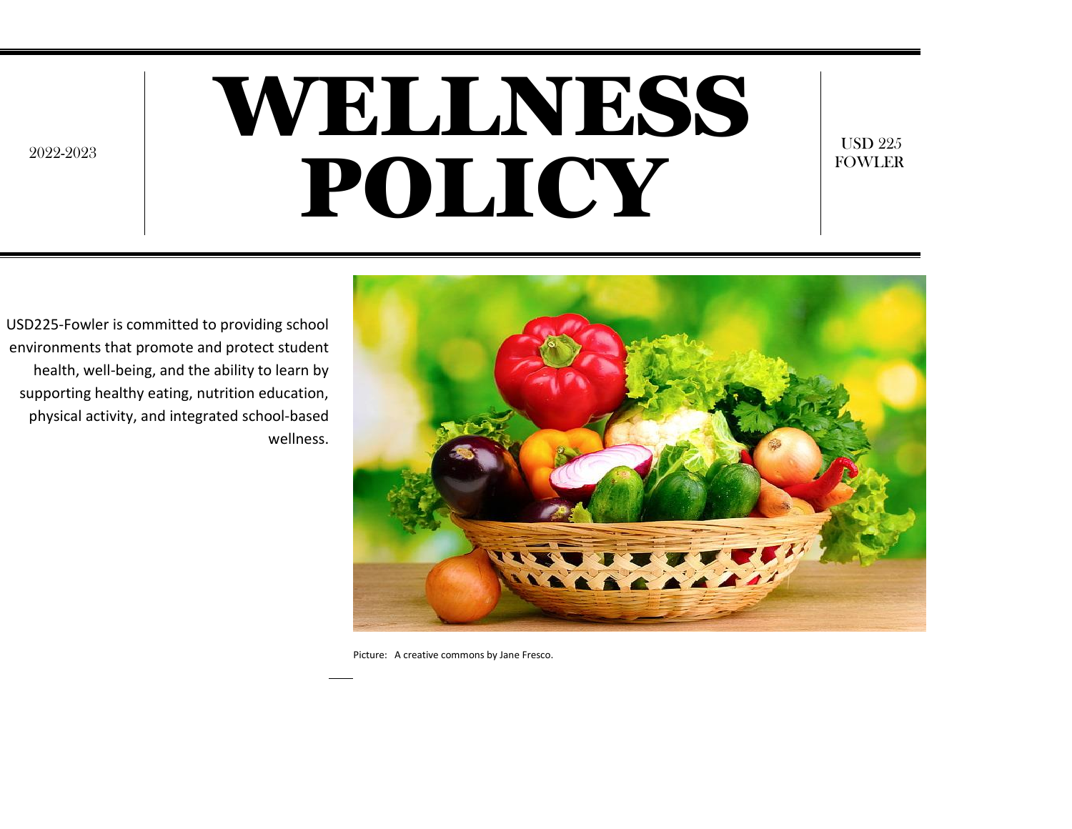2022-2023

# WELLNESS POLICY

USD 225
FOWLER

USD225-Fowler is committed to providing school environments that promote and protect student health, well-being, and the ability to learn by supporting healthy eating, nutrition education, physical activity, and integrated school-based wellness.

Picture: A creative commons by Jane Fresco.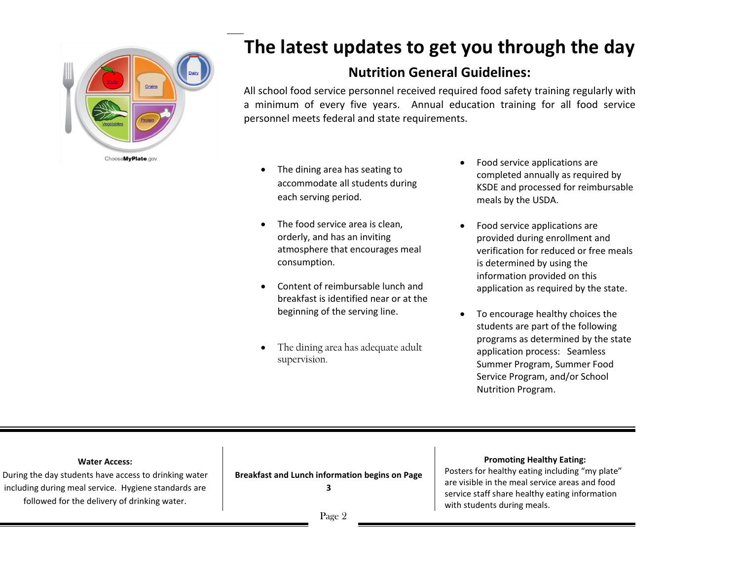# The latest updates to get you through the day

## Nutrition General Guidelines:

All school food service personnel received required food safety training regularly with a minimum of every five years. Annual education training for all food service personnel meets federal and state requirements.

- The dining area has seating to accommodate all students during each serving period.
- The food service area is clean, orderly, and has an inviting atmosphere that encourages meal consumption.
- Content of reimbursable lunch and breakfast is identified near or at the beginning of the serving line.
- The dining area has adequate adult supervision.
- Food service applications are completed annually as required by KSDE and processed for reimbursable meals by the USDA.
- Food service applications are provided during enrollment and verification for reduced or free meals is determined by using the information provided on this application as required by the state.
- To encourage healthy choices the students are part of the following programs as determined by the state application process: Seamless Summer Program, Summer Food Service Program, and/or School Nutrition Program.

**Water Access:**

During the day students have access to drinking water including during meal service. Hygiene standards are followed for the delivery of drinking water.

**Breakfast and Lunch information begins on Page 3**

**Promoting Healthy Eating:**

Posters for healthy eating including "my plate" are visible in the meal service areas and food service staff share healthy eating information with students during meals.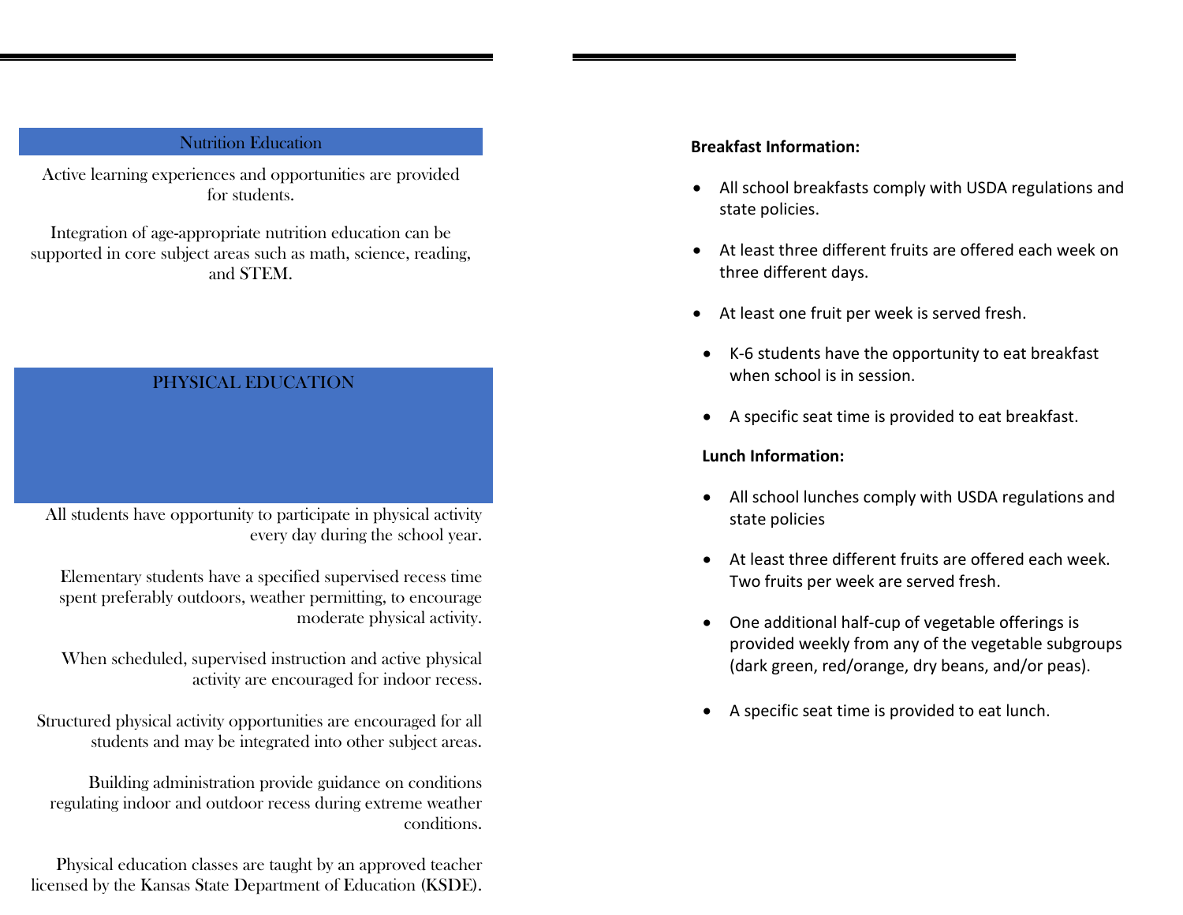## Nutrition Education

Active learning experiences and opportunities are provided for students.

Integration of age-appropriate nutrition education can be supported in core subject areas such as math, science, reading, and STEM.

## PHYSICAL EDUCATION

All students have opportunity to participate in physical activity every day during the school year.

Elementary students have a specified supervised recess time spent preferably outdoors, weather permitting, to encourage moderate physical activity.

When scheduled, supervised instruction and active physical activity are encouraged for indoor recess.

Structured physical activity opportunities are encouraged for all students and may be integrated into other subject areas.

Building administration provide guidance on conditions regulating indoor and outdoor recess during extreme weather conditions.

Physical education classes are taught by an approved teacher licensed by the Kansas State Department of Education (KSDE).

**Breakfast Information:**

- All school breakfasts comply with USDA regulations and state policies.
- At least three different fruits are offered each week on three different days.
- At least one fruit per week is served fresh.
- K-6 students have the opportunity to eat breakfast when school is in session.
- A specific seat time is provided to eat breakfast.

**Lunch Information:**

- All school lunches comply with USDA regulations and state policies
- At least three different fruits are offered each week. Two fruits per week are served fresh.
- One additional half-cup of vegetable offerings is provided weekly from any of the vegetable subgroups (dark green, red/orange, dry beans, and/or peas).
- A specific seat time is provided to eat lunch.